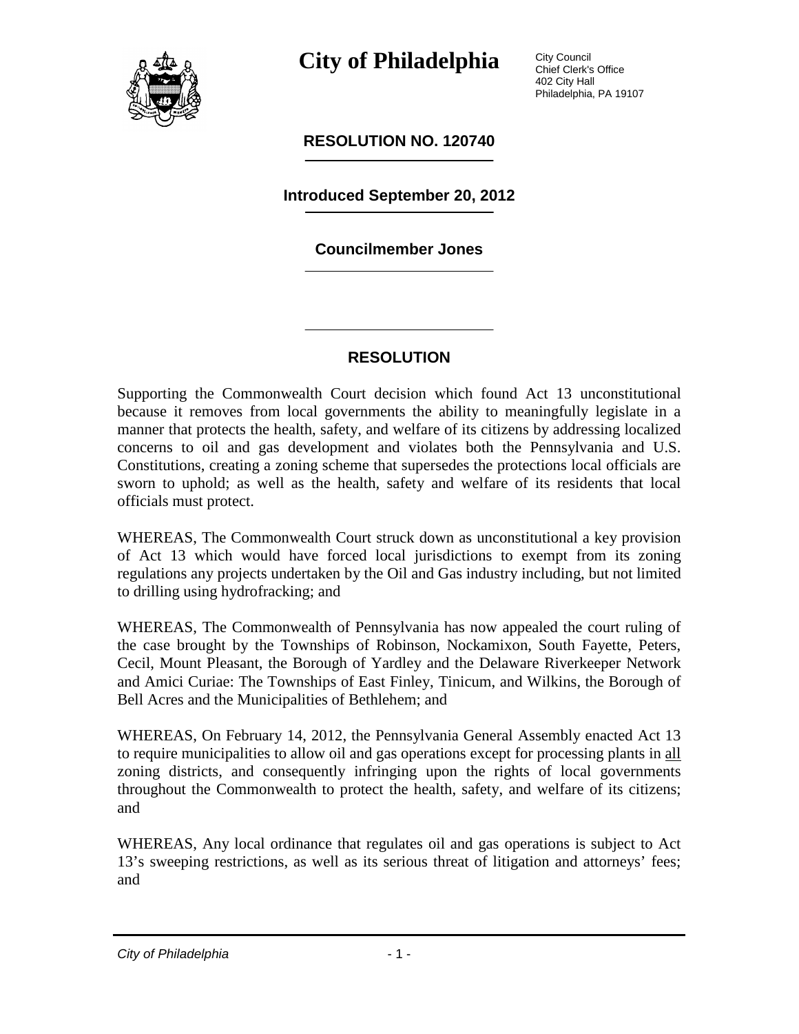# City of Philadelphia

City Council
Chief Clerk's Office
402 City Hall
Philadelphia, PA 19107

## RESOLUTION NO. 120740

### Introduced September 20, 2012

### Councilmember Jones

## RESOLUTION

Supporting the Commonwealth Court decision which found Act 13 unconstitutional because it removes from local governments the ability to meaningfully legislate in a manner that protects the health, safety, and welfare of its citizens by addressing localized concerns to oil and gas development and violates both the Pennsylvania and U.S. Constitutions, creating a zoning scheme that supersedes the protections local officials are sworn to uphold; as well as the health, safety and welfare of its residents that local officials must protect.

WHEREAS, The Commonwealth Court struck down as unconstitutional a key provision of Act 13 which would have forced local jurisdictions to exempt from its zoning regulations any projects undertaken by the Oil and Gas industry including, but not limited to drilling using hydrofracking; and

WHEREAS, The Commonwealth of Pennsylvania has now appealed the court ruling of the case brought by the Townships of Robinson, Nockamixon, South Fayette, Peters, Cecil, Mount Pleasant, the Borough of Yardley and the Delaware Riverkeeper Network and Amici Curiae: The Townships of East Finley, Tinicum, and Wilkins, the Borough of Bell Acres and the Municipalities of Bethlehem; and

WHEREAS, On February 14, 2012, the Pennsylvania General Assembly enacted Act 13 to require municipalities to allow oil and gas operations except for processing plants in <u>all</u> zoning districts, and consequently infringing upon the rights of local governments throughout the Commonwealth to protect the health, safety, and welfare of its citizens; and

WHEREAS, Any local ordinance that regulates oil and gas operations is subject to Act 13's sweeping restrictions, as well as its serious threat of litigation and attorneys' fees; and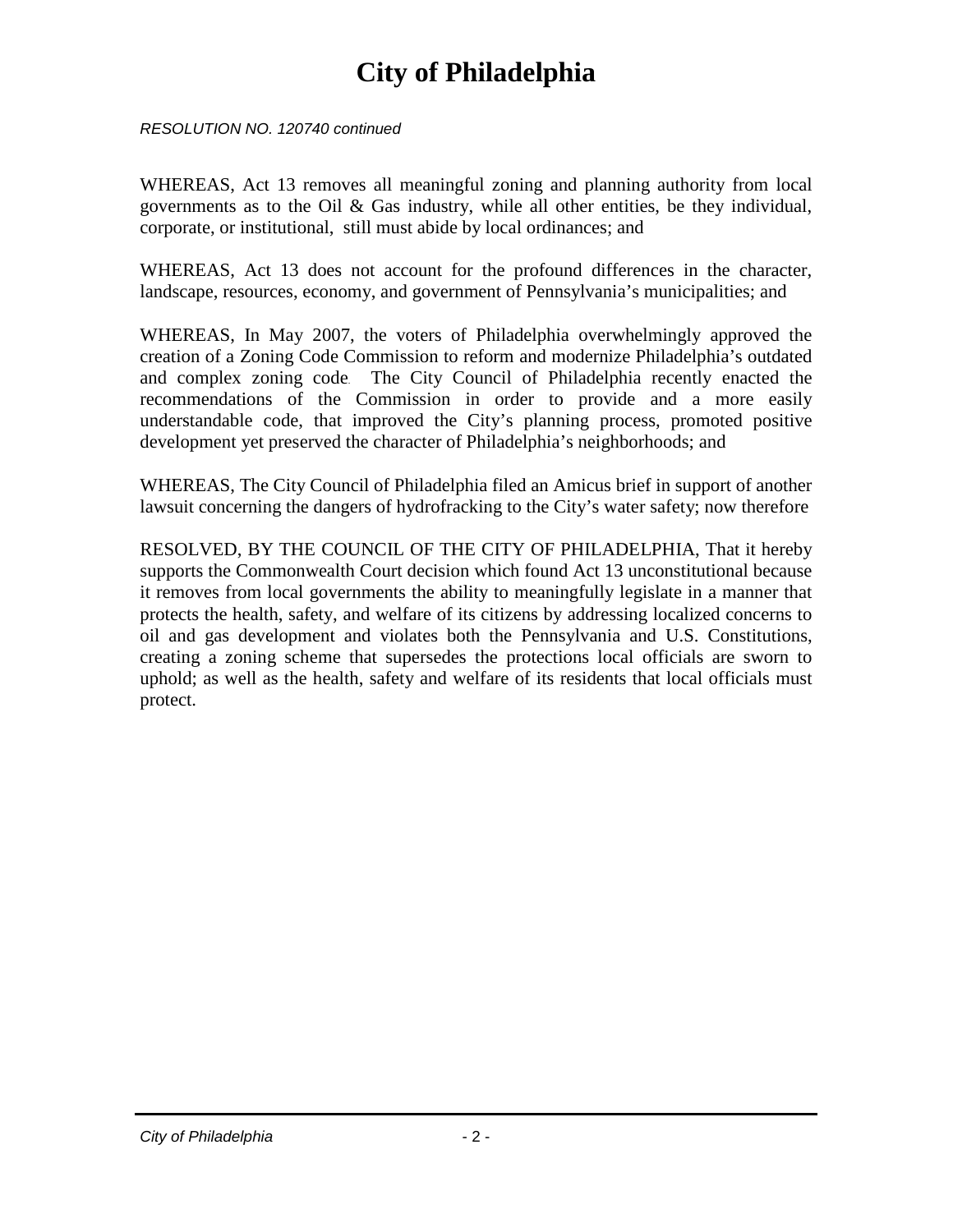*RESOLUTION NO. 120740 continued*

WHEREAS, Act 13 removes all meaningful zoning and planning authority from local governments as to the Oil & Gas industry, while all other entities, be they individual, corporate, or institutional, still must abide by local ordinances; and

WHEREAS, Act 13 does not account for the profound differences in the character, landscape, resources, economy, and government of Pennsylvania's municipalities; and

WHEREAS, In May 2007, the voters of Philadelphia overwhelmingly approved the creation of a Zoning Code Commission to reform and modernize Philadelphia's outdated and complex zoning code. The City Council of Philadelphia recently enacted the recommendations of the Commission in order to provide and a more easily understandable code, that improved the City's planning process, promoted positive development yet preserved the character of Philadelphia's neighborhoods; and

WHEREAS, The City Council of Philadelphia filed an Amicus brief in support of another lawsuit concerning the dangers of hydrofracking to the City's water safety; now therefore

RESOLVED, BY THE COUNCIL OF THE CITY OF PHILADELPHIA, That it hereby supports the Commonwealth Court decision which found Act 13 unconstitutional because it removes from local governments the ability to meaningfully legislate in a manner that protects the health, safety, and welfare of its citizens by addressing localized concerns to oil and gas development and violates both the Pennsylvania and U.S. Constitutions, creating a zoning scheme that supersedes the protections local officials are sworn to uphold; as well as the health, safety and welfare of its residents that local officials must protect.